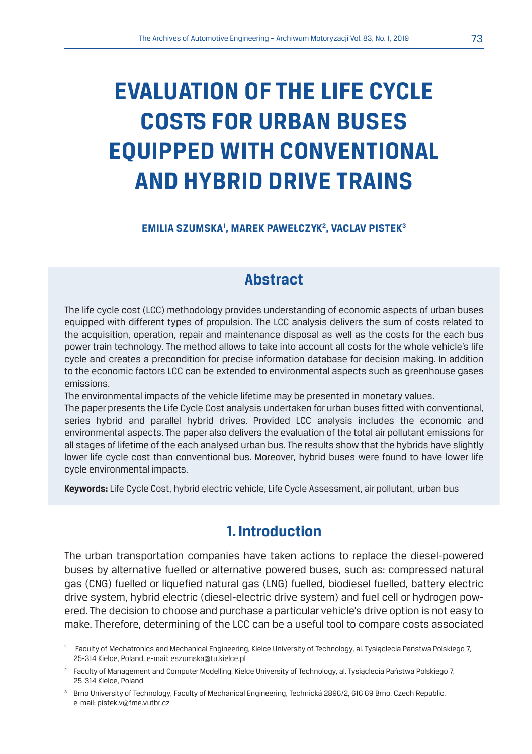# EVALUATION OF THE LIFE CYCLE COSTS FOR URBAN BUSES EQUIPPED WITH CONVENTIONAL AND HYBRID DRIVE TRAINS

**EMILIA SZUMSKA[1], MAREK PAWEŁCZYK[2], VACLAV PISTEK[3]**

## Abstract

The life cycle cost (LCC) methodology provides understanding of economic aspects of urban buses equipped with different types of propulsion. The LCC analysis delivers the sum of costs related to the acquisition, operation, repair and maintenance disposal as well as the costs for the each bus power train technology. The method allows to take into account all costs for the whole vehicle's life cycle and creates a precondition for precise information database for decision making. In addition to the economic factors LCC can be extended to environmental aspects such as greenhouse gases emissions.

The environmental impacts of the vehicle lifetime may be presented in monetary values.

The paper presents the Life Cycle Cost analysis undertaken for urban buses fitted with conventional, series hybrid and parallel hybrid drives. Provided LCC analysis includes the economic and environmental aspects. The paper also delivers the evaluation of the total air pollutant emissions for all stages of lifetime of the each analysed urban bus. The results show that the hybrids have slightly lower life cycle cost than conventional bus. Moreover, hybrid buses were found to have lower life cycle environmental impacts.

**Keywords:** Life Cycle Cost, hybrid electric vehicle, Life Cycle Assessment, air pollutant, urban bus

## 1. Introduction

The urban transportation companies have taken actions to replace the diesel-powered buses by alternative fuelled or alternative powered buses, such as: compressed natural gas (CNG) fuelled or liquefied natural gas (LNG) fuelled, biodiesel fuelled, battery electric drive system, hybrid electric (diesel-electric drive system) and fuel cell or hydrogen powered. The decision to choose and purchase a particular vehicle's drive option is not easy to make. Therefore, determining of the LCC can be a useful tool to compare costs associated

---

[1] Faculty of Mechatronics and Mechanical Engineering, Kielce University of Technology, al. Tysiąclecia Państwa Polskiego 7, 25-314 Kielce, Poland, e-mail: eszumska@tu.kielce.pl

[2] Faculty of Management and Computer Modelling, Kielce University of Technology, al. Tysiąclecia Państwa Polskiego 7, 25-314 Kielce, Poland

[3] Brno University of Technology, Faculty of Mechanical Engineering, Technická 2896/2, 616 69 Brno, Czech Republic, e-mail: pistek.v@fme.vutbr.cz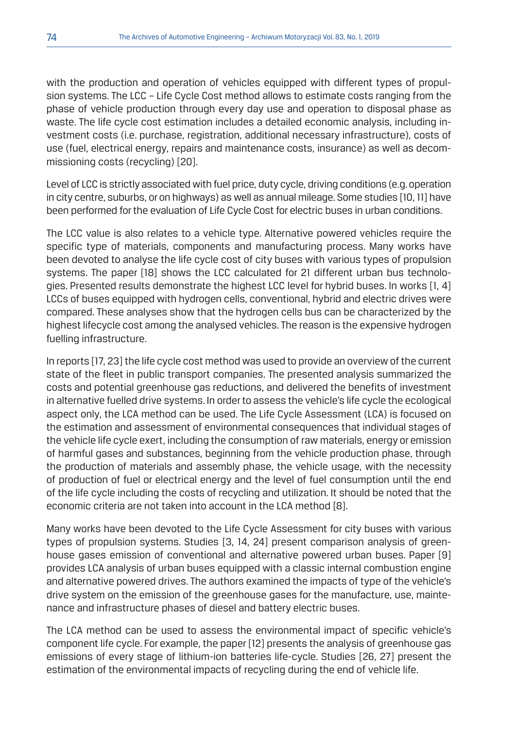with the production and operation of vehicles equipped with different types of propulsion systems. The LCC – Life Cycle Cost method allows to estimate costs ranging from the phase of vehicle production through every day use and operation to disposal phase as waste. The life cycle cost estimation includes a detailed economic analysis, including investment costs (i.e. purchase, registration, additional necessary infrastructure), costs of use (fuel, electrical energy, repairs and maintenance costs, insurance) as well as decommissioning costs (recycling) [20].

Level of LCC is strictly associated with fuel price, duty cycle, driving conditions (e.g. operation in city centre, suburbs, or on highways) as well as annual mileage. Some studies [10, 11] have been performed for the evaluation of Life Cycle Cost for electric buses in urban conditions.

The LCC value is also relates to a vehicle type. Alternative powered vehicles require the specific type of materials, components and manufacturing process. Many works have been devoted to analyse the life cycle cost of city buses with various types of propulsion systems. The paper [18] shows the LCC calculated for 21 different urban bus technologies. Presented results demonstrate the highest LCC level for hybrid buses. In works [1, 4] LCCs of buses equipped with hydrogen cells, conventional, hybrid and electric drives were compared. These analyses show that the hydrogen cells bus can be characterized by the highest lifecycle cost among the analysed vehicles. The reason is the expensive hydrogen fuelling infrastructure.

In reports [17, 23] the life cycle cost method was used to provide an overview of the current state of the fleet in public transport companies. The presented analysis summarized the costs and potential greenhouse gas reductions, and delivered the benefits of investment in alternative fuelled drive systems. In order to assess the vehicle's life cycle the ecological aspect only, the LCA method can be used. The Life Cycle Assessment (LCA) is focused on the estimation and assessment of environmental consequences that individual stages of the vehicle life cycle exert, including the consumption of raw materials, energy or emission of harmful gases and substances, beginning from the vehicle production phase, through the production of materials and assembly phase, the vehicle usage, with the necessity of production of fuel or electrical energy and the level of fuel consumption until the end of the life cycle including the costs of recycling and utilization. It should be noted that the economic criteria are not taken into account in the LCA method [8].

Many works have been devoted to the Life Cycle Assessment for city buses with various types of propulsion systems. Studies [3, 14, 24] present comparison analysis of greenhouse gases emission of conventional and alternative powered urban buses. Paper [9] provides LCA analysis of urban buses equipped with a classic internal combustion engine and alternative powered drives. The authors examined the impacts of type of the vehicle's drive system on the emission of the greenhouse gases for the manufacture, use, maintenance and infrastructure phases of diesel and battery electric buses.

The LCA method can be used to assess the environmental impact of specific vehicle's component life cycle. For example, the paper [12] presents the analysis of greenhouse gas emissions of every stage of lithium-ion batteries life-cycle. Studies [26, 27] present the estimation of the environmental impacts of recycling during the end of vehicle life.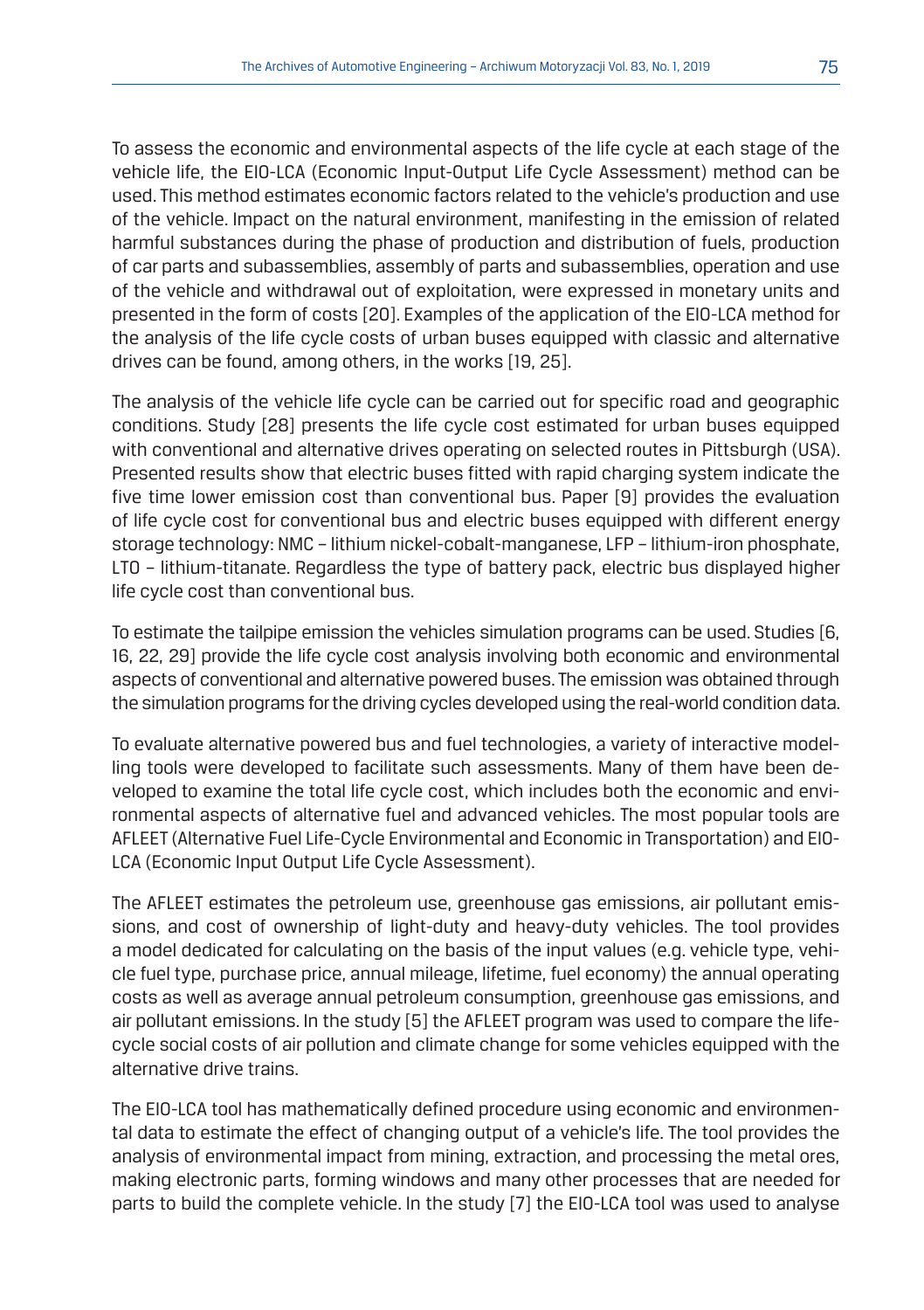To assess the economic and environmental aspects of the life cycle at each stage of the vehicle life, the EIO-LCA (Economic Input-Output Life Cycle Assessment) method can be used. This method estimates economic factors related to the vehicle's production and use of the vehicle. Impact on the natural environment, manifesting in the emission of related harmful substances during the phase of production and distribution of fuels, production of car parts and subassemblies, assembly of parts and subassemblies, operation and use of the vehicle and withdrawal out of exploitation, were expressed in monetary units and presented in the form of costs [20]. Examples of the application of the EIO-LCA method for the analysis of the life cycle costs of urban buses equipped with classic and alternative drives can be found, among others, in the works [19, 25].

The analysis of the vehicle life cycle can be carried out for specific road and geographic conditions. Study [28] presents the life cycle cost estimated for urban buses equipped with conventional and alternative drives operating on selected routes in Pittsburgh (USA). Presented results show that electric buses fitted with rapid charging system indicate the five time lower emission cost than conventional bus. Paper [9] provides the evaluation of life cycle cost for conventional bus and electric buses equipped with different energy storage technology: NMC – lithium nickel-cobalt-manganese, LFP – lithium-iron phosphate, LTO – lithium-titanate. Regardless the type of battery pack, electric bus displayed higher life cycle cost than conventional bus.

To estimate the tailpipe emission the vehicles simulation programs can be used. Studies [6, 16, 22, 29] provide the life cycle cost analysis involving both economic and environmental aspects of conventional and alternative powered buses. The emission was obtained through the simulation programs for the driving cycles developed using the real-world condition data.

To evaluate alternative powered bus and fuel technologies, a variety of interactive modelling tools were developed to facilitate such assessments. Many of them have been developed to examine the total life cycle cost, which includes both the economic and environmental aspects of alternative fuel and advanced vehicles. The most popular tools are AFLEET (Alternative Fuel Life-Cycle Environmental and Economic in Transportation) and EIO-LCA (Economic Input Output Life Cycle Assessment).

The AFLEET estimates the petroleum use, greenhouse gas emissions, air pollutant emissions, and cost of ownership of light-duty and heavy-duty vehicles. The tool provides a model dedicated for calculating on the basis of the input values (e.g. vehicle type, vehicle fuel type, purchase price, annual mileage, lifetime, fuel economy) the annual operating costs as well as average annual petroleum consumption, greenhouse gas emissions, and air pollutant emissions. In the study [5] the AFLEET program was used to compare the life-cycle social costs of air pollution and climate change for some vehicles equipped with the alternative drive trains.

The EIO-LCA tool has mathematically defined procedure using economic and environmental data to estimate the effect of changing output of a vehicle's life. The tool provides the analysis of environmental impact from mining, extraction, and processing the metal ores, making electronic parts, forming windows and many other processes that are needed for parts to build the complete vehicle. In the study [7] the EIO-LCA tool was used to analyse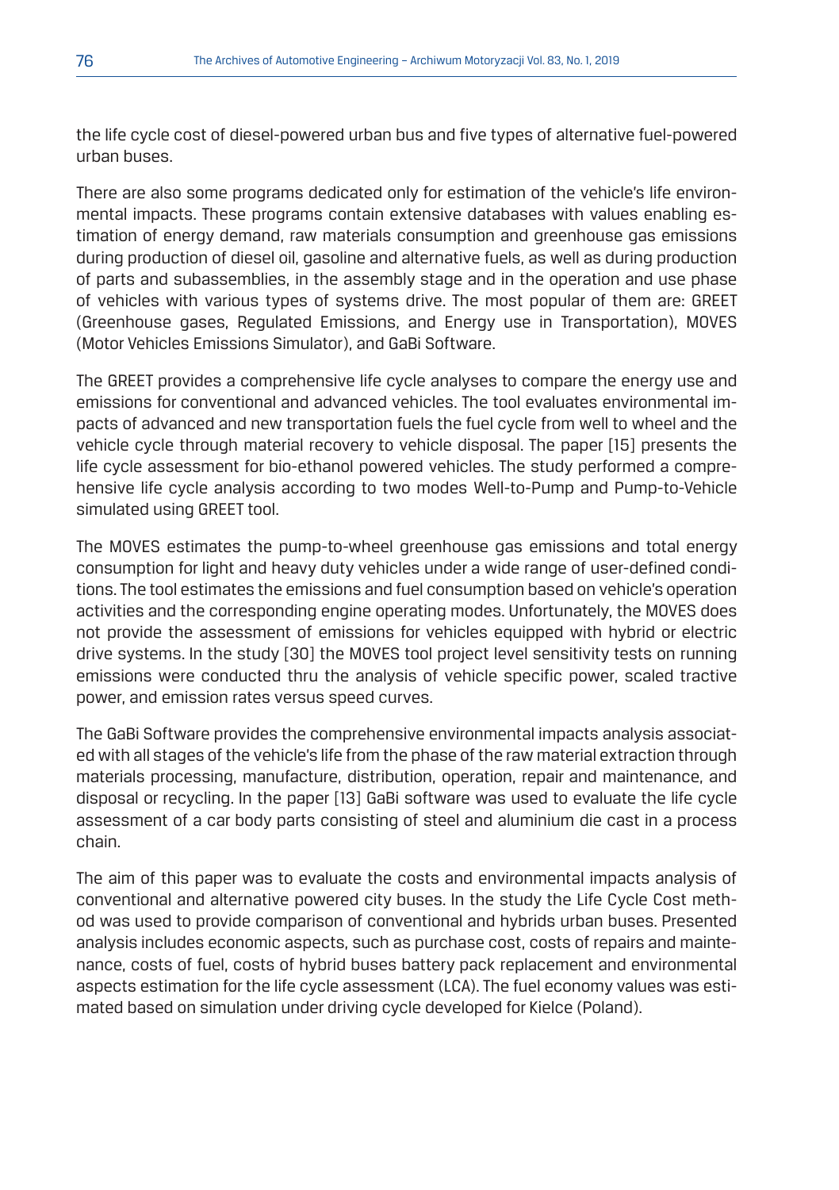the life cycle cost of diesel-powered urban bus and five types of alternative fuel-powered urban buses.

There are also some programs dedicated only for estimation of the vehicle's life environmental impacts. These programs contain extensive databases with values enabling estimation of energy demand, raw materials consumption and greenhouse gas emissions during production of diesel oil, gasoline and alternative fuels, as well as during production of parts and subassemblies, in the assembly stage and in the operation and use phase of vehicles with various types of systems drive. The most popular of them are: GREET (Greenhouse gases, Regulated Emissions, and Energy use in Transportation), MOVES (Motor Vehicles Emissions Simulator), and GaBi Software.

The GREET provides a comprehensive life cycle analyses to compare the energy use and emissions for conventional and advanced vehicles. The tool evaluates environmental impacts of advanced and new transportation fuels the fuel cycle from well to wheel and the vehicle cycle through material recovery to vehicle disposal. The paper [15] presents the life cycle assessment for bio-ethanol powered vehicles. The study performed a comprehensive life cycle analysis according to two modes Well-to-Pump and Pump-to-Vehicle simulated using GREET tool.

The MOVES estimates the pump-to-wheel greenhouse gas emissions and total energy consumption for light and heavy duty vehicles under a wide range of user-defined conditions. The tool estimates the emissions and fuel consumption based on vehicle's operation activities and the corresponding engine operating modes. Unfortunately, the MOVES does not provide the assessment of emissions for vehicles equipped with hybrid or electric drive systems. In the study [30] the MOVES tool project level sensitivity tests on running emissions were conducted thru the analysis of vehicle specific power, scaled tractive power, and emission rates versus speed curves.

The GaBi Software provides the comprehensive environmental impacts analysis associated with all stages of the vehicle's life from the phase of the raw material extraction through materials processing, manufacture, distribution, operation, repair and maintenance, and disposal or recycling. In the paper [13] GaBi software was used to evaluate the life cycle assessment of a car body parts consisting of steel and aluminium die cast in a process chain.

The aim of this paper was to evaluate the costs and environmental impacts analysis of conventional and alternative powered city buses. In the study the Life Cycle Cost method was used to provide comparison of conventional and hybrids urban buses. Presented analysis includes economic aspects, such as purchase cost, costs of repairs and maintenance, costs of fuel, costs of hybrid buses battery pack replacement and environmental aspects estimation for the life cycle assessment (LCA). The fuel economy values was estimated based on simulation under driving cycle developed for Kielce (Poland).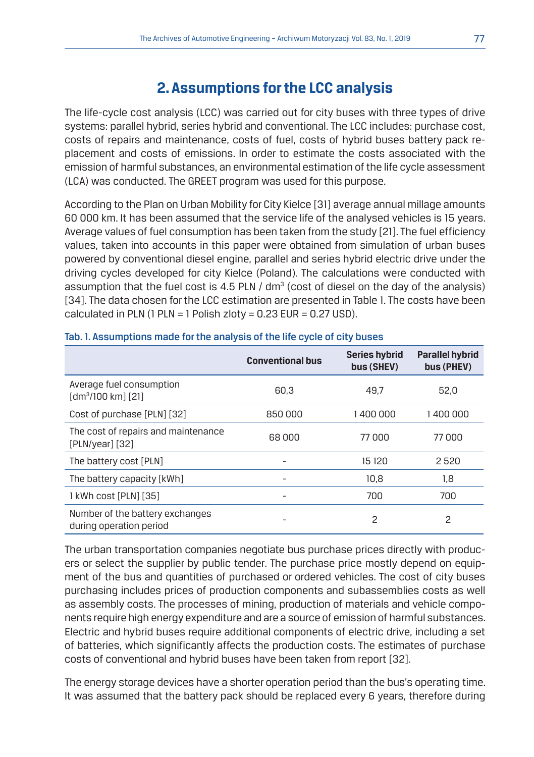## 2. Assumptions for the LCC analysis

The life-cycle cost analysis (LCC) was carried out for city buses with three types of drive systems: parallel hybrid, series hybrid and conventional. The LCC includes: purchase cost, costs of repairs and maintenance, costs of fuel, costs of hybrid buses battery pack replacement and costs of emissions. In order to estimate the costs associated with the emission of harmful substances, an environmental estimation of the life cycle assessment (LCA) was conducted. The GREET program was used for this purpose.

According to the Plan on Urban Mobility for City Kielce [31] average annual millage amounts 60 000 km. It has been assumed that the service life of the analysed vehicles is 15 years. Average values of fuel consumption has been taken from the study [21]. The fuel efficiency values, taken into accounts in this paper were obtained from simulation of urban buses powered by conventional diesel engine, parallel and series hybrid electric drive under the driving cycles developed for city Kielce (Poland). The calculations were conducted with assumption that the fuel cost is 4.5 PLN / $dm^3$ (cost of diesel on the day of the analysis) [34]. The data chosen for the LCC estimation are presented in Table 1. The costs have been calculated in PLN (1 PLN = 1 Polish zloty = 0.23 EUR = 0.27 USD).

Tab. 1. Assumptions made for the analysis of the life cycle of city buses

| | Conventional bus | Series hybrid bus (SHEV) | Parallel hybrid bus (PHEV) |
|---|---|---|---|
| Average fuel consumption [$dm^3$/100 km] [21] | 60,3 | 49,7 | 52,0 |
| Cost of purchase [PLN] [32] | 850 000 | 1 400 000 | 1 400 000 |
| The cost of repairs and maintenance [PLN/year] [32] | 68 000 | 77 000 | 77 000 |
| The battery cost [PLN] | - | 15 120 | 2 520 |
| The battery capacity [kWh] | - | 10,8 | 1,8 |
| 1 kWh cost [PLN] [35] | - | 700 | 700 |
| Number of the battery exchanges during operation period | - | 2 | 2 |

The urban transportation companies negotiate bus purchase prices directly with producers or select the supplier by public tender. The purchase price mostly depend on equipment of the bus and quantities of purchased or ordered vehicles. The cost of city buses purchasing includes prices of production components and subassemblies costs as well as assembly costs. The processes of mining, production of materials and vehicle components require high energy expenditure and are a source of emission of harmful substances. Electric and hybrid buses require additional components of electric drive, including a set of batteries, which significantly affects the production costs. The estimates of purchase costs of conventional and hybrid buses have been taken from report [32].

The energy storage devices have a shorter operation period than the bus's operating time. It was assumed that the battery pack should be replaced every 6 years, therefore during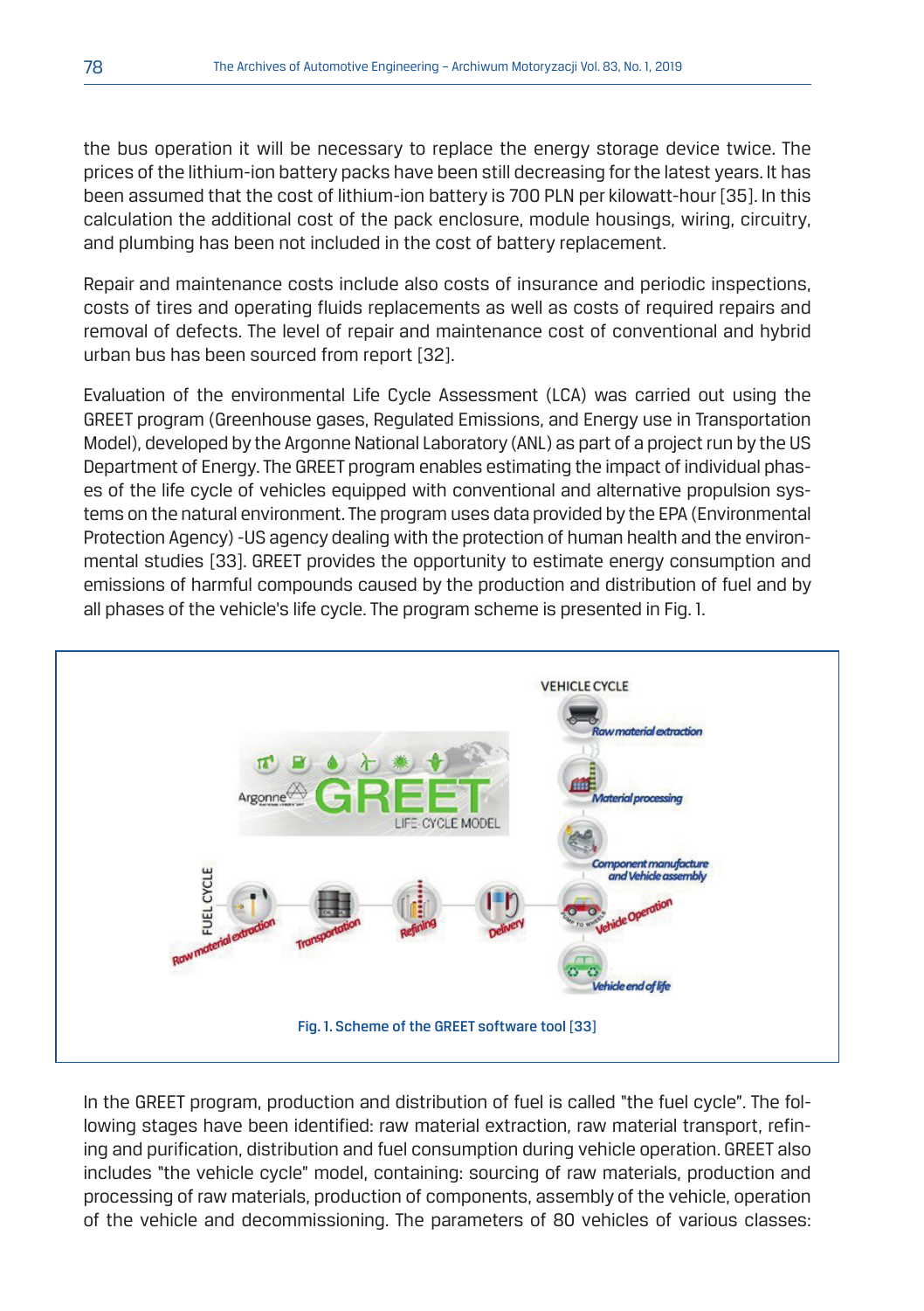the bus operation it will be necessary to replace the energy storage device twice. The prices of the lithium-ion battery packs have been still decreasing for the latest years. It has been assumed that the cost of lithium-ion battery is 700 PLN per kilowatt-hour [35]. In this calculation the additional cost of the pack enclosure, module housings, wiring, circuitry, and plumbing has been not included in the cost of battery replacement.

Repair and maintenance costs include also costs of insurance and periodic inspections, costs of tires and operating fluids replacements as well as costs of required repairs and removal of defects. The level of repair and maintenance cost of conventional and hybrid urban bus has been sourced from report [32].

Evaluation of the environmental Life Cycle Assessment (LCA) was carried out using the GREET program (Greenhouse gases, Regulated Emissions, and Energy use in Transportation Model), developed by the Argonne National Laboratory (ANL) as part of a project run by the US Department of Energy. The GREET program enables estimating the impact of individual phases of the life cycle of vehicles equipped with conventional and alternative propulsion systems on the natural environment. The program uses data provided by the EPA (Environmental Protection Agency) -US agency dealing with the protection of human health and the environmental studies [33]. GREET provides the opportunity to estimate energy consumption and emissions of harmful compounds caused by the production and distribution of fuel and by all phases of the vehicle's life cycle. The program scheme is presented in Fig. 1.

Fig. 1. Scheme of the GREET software tool [33]

In the GREET program, production and distribution of fuel is called "the fuel cycle". The following stages have been identified: raw material extraction, raw material transport, refining and purification, distribution and fuel consumption during vehicle operation. GREET also includes "the vehicle cycle" model, containing: sourcing of raw materials, production and processing of raw materials, production of components, assembly of the vehicle, operation of the vehicle and decommissioning. The parameters of 80 vehicles of various classes: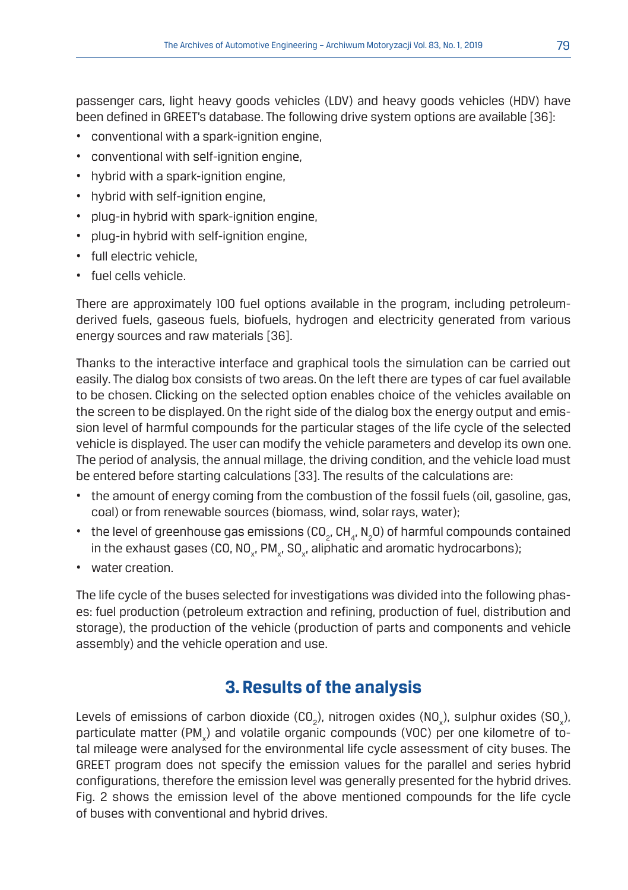passenger cars, light heavy goods vehicles (LDV) and heavy goods vehicles (HDV) have been defined in GREET's database. The following drive system options are available [36]:

- conventional with a spark-ignition engine,
- conventional with self-ignition engine,
- hybrid with a spark-ignition engine,
- hybrid with self-ignition engine,
- plug-in hybrid with spark-ignition engine,
- plug-in hybrid with self-ignition engine,
- full electric vehicle,
- fuel cells vehicle.

There are approximately 100 fuel options available in the program, including petroleum-derived fuels, gaseous fuels, biofuels, hydrogen and electricity generated from various energy sources and raw materials [36].

Thanks to the interactive interface and graphical tools the simulation can be carried out easily. The dialog box consists of two areas. On the left there are types of car fuel available to be chosen. Clicking on the selected option enables choice of the vehicles available on the screen to be displayed. On the right side of the dialog box the energy output and emission level of harmful compounds for the particular stages of the life cycle of the selected vehicle is displayed. The user can modify the vehicle parameters and develop its own one. The period of analysis, the annual millage, the driving condition, and the vehicle load must be entered before starting calculations [33]. The results of the calculations are:

- the amount of energy coming from the combustion of the fossil fuels (oil, gasoline, gas, coal) or from renewable sources (biomass, wind, solar rays, water);
- the level of greenhouse gas emissions ($CO_2$, $CH_4$, $N_2O$) of harmful compounds contained in the exhaust gases (CO, $NO_x$, $PM_x$, $SO_x$, aliphatic and aromatic hydrocarbons);
- water creation.

The life cycle of the buses selected for investigations was divided into the following phases: fuel production (petroleum extraction and refining, production of fuel, distribution and storage), the production of the vehicle (production of parts and components and vehicle assembly) and the vehicle operation and use.

## 3. Results of the analysis

Levels of emissions of carbon dioxide ($CO_2$), nitrogen oxides ($NO_x$), sulphur oxides ($SO_x$), particulate matter ($PM_x$) and volatile organic compounds (VOC) per one kilometre of total mileage were analysed for the environmental life cycle assessment of city buses. The GREET program does not specify the emission values for the parallel and series hybrid configurations, therefore the emission level was generally presented for the hybrid drives. Fig. 2 shows the emission level of the above mentioned compounds for the life cycle of buses with conventional and hybrid drives.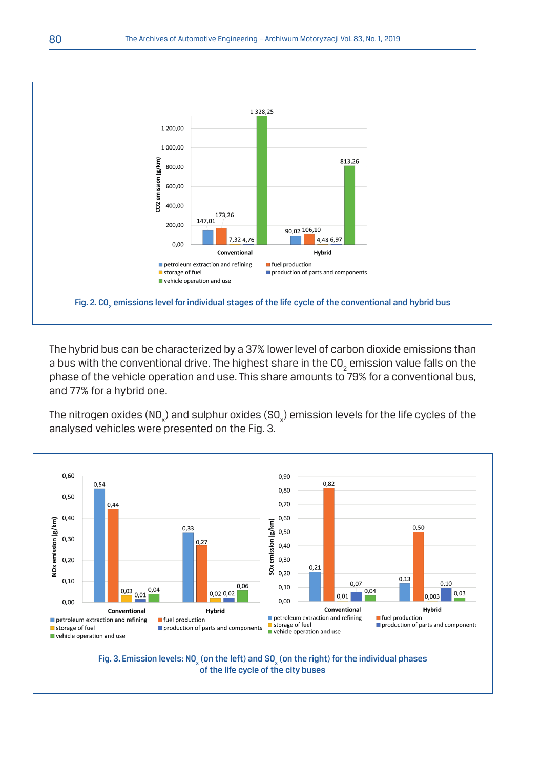Fig. 2. $CO_2$ emissions level for individual stages of the life cycle of the conventional and hybrid bus

The hybrid bus can be characterized by a 37% lower level of carbon dioxide emissions than a bus with the conventional drive. The highest share in the $CO_2$ emission value falls on the phase of the vehicle operation and use. This share amounts to 79% for a conventional bus, and 77% for a hybrid one.

The nitrogen oxides ($NO_x$) and sulphur oxides ($SO_x$) emission levels for the life cycles of the analysed vehicles were presented on the Fig. 3.

Fig. 3. Emission levels: $NO_x$ (on the left) and $SO_x$ (on the right) for the individual phases of the life cycle of the city buses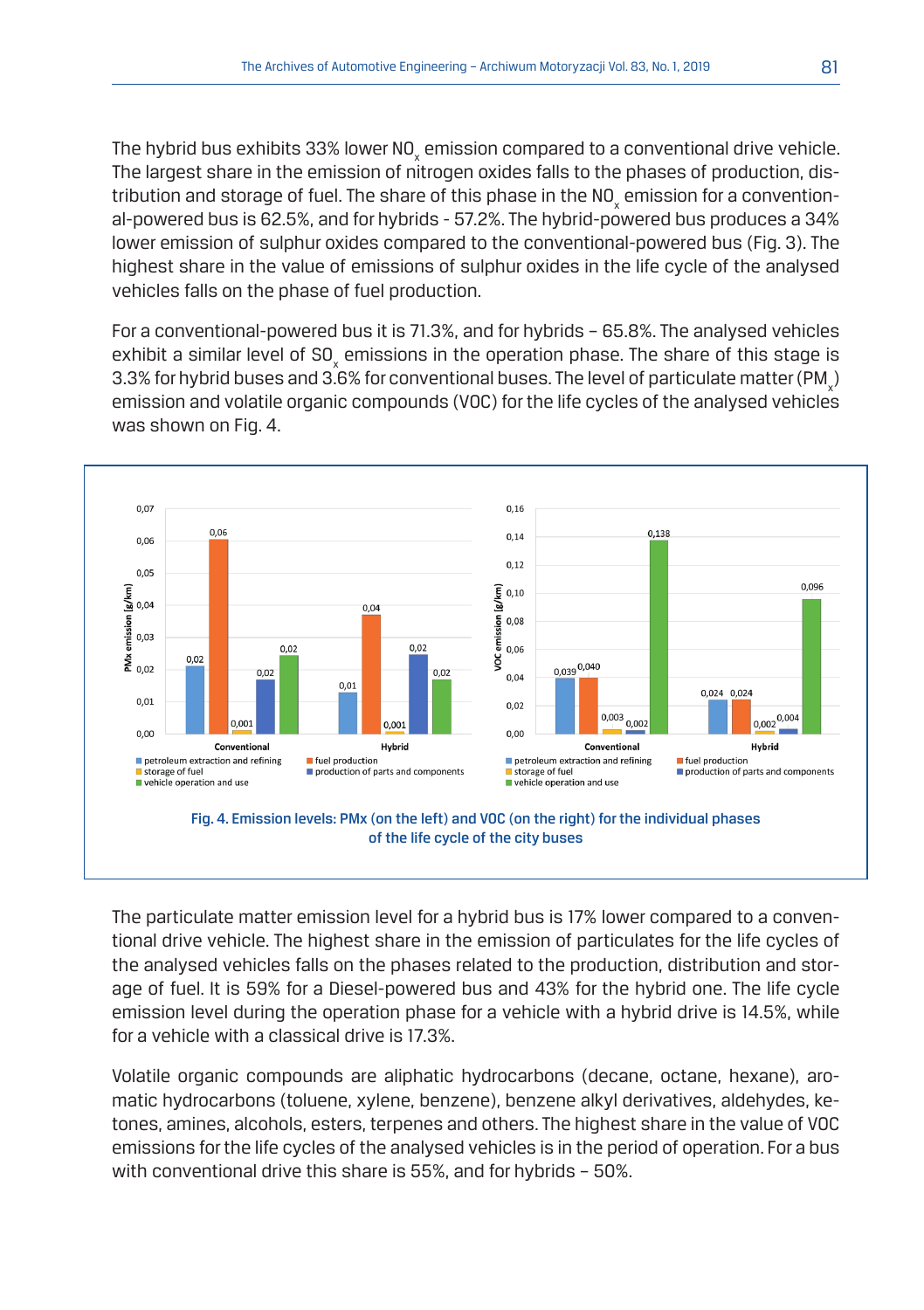The hybrid bus exhibits 33% lower $NO_x$ emission compared to a conventional drive vehicle. The largest share in the emission of nitrogen oxides falls to the phases of production, distribution and storage of fuel. The share of this phase in the $NO_x$ emission for a conventional-powered bus is 62.5%, and for hybrids - 57.2%. The hybrid-powered bus produces a 34% lower emission of sulphur oxides compared to the conventional-powered bus (Fig. 3). The highest share in the value of emissions of sulphur oxides in the life cycle of the analysed vehicles falls on the phase of fuel production.

For a conventional-powered bus it is 71.3%, and for hybrids – 65.8%. The analysed vehicles exhibit a similar level of $SO_x$ emissions in the operation phase. The share of this stage is 3.3% for hybrid buses and 3.6% for conventional buses. The level of particulate matter ($PM_x$) emission and volatile organic compounds (VOC) for the life cycles of the analysed vehicles was shown on Fig. 4.

Fig. 4. Emission levels: PMx (on the left) and VOC (on the right) for the individual phases of the life cycle of the city buses

The particulate matter emission level for a hybrid bus is 17% lower compared to a conventional drive vehicle. The highest share in the emission of particulates for the life cycles of the analysed vehicles falls on the phases related to the production, distribution and storage of fuel. It is 59% for a Diesel-powered bus and 43% for the hybrid one. The life cycle emission level during the operation phase for a vehicle with a hybrid drive is 14.5%, while for a vehicle with a classical drive is 17.3%.

Volatile organic compounds are aliphatic hydrocarbons (decane, octane, hexane), aromatic hydrocarbons (toluene, xylene, benzene), benzene alkyl derivatives, aldehydes, ketones, amines, alcohols, esters, terpenes and others. The highest share in the value of VOC emissions for the life cycles of the analysed vehicles is in the period of operation. For a bus with conventional drive this share is 55%, and for hybrids – 50%.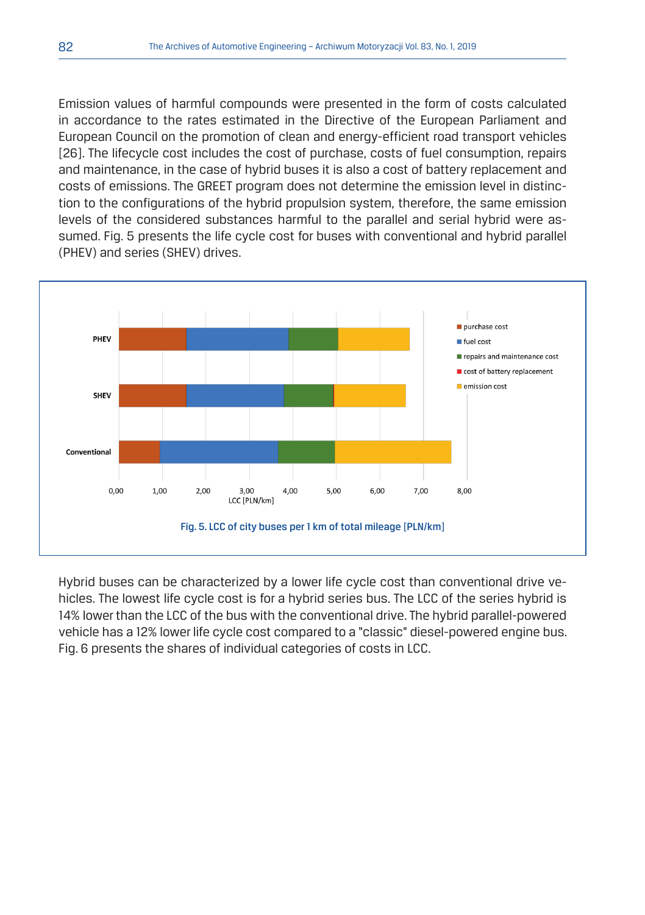Emission values of harmful compounds were presented in the form of costs calculated in accordance to the rates estimated in the Directive of the European Parliament and European Council on the promotion of clean and energy-efficient road transport vehicles [26]. The lifecycle cost includes the cost of purchase, costs of fuel consumption, repairs and maintenance, in the case of hybrid buses it is also a cost of battery replacement and costs of emissions. The GREET program does not determine the emission level in distinction to the configurations of the hybrid propulsion system, therefore, the same emission levels of the considered substances harmful to the parallel and serial hybrid were assumed. Fig. 5 presents the life cycle cost for buses with conventional and hybrid parallel (PHEV) and series (SHEV) drives.

Fig. 5. LCC of city buses per 1 km of total mileage [PLN/km]

Hybrid buses can be characterized by a lower life cycle cost than conventional drive vehicles. The lowest life cycle cost is for a hybrid series bus. The LCC of the series hybrid is 14% lower than the LCC of the bus with the conventional drive. The hybrid parallel-powered vehicle has a 12% lower life cycle cost compared to a "classic" diesel-powered engine bus. Fig. 6 presents the shares of individual categories of costs in LCC.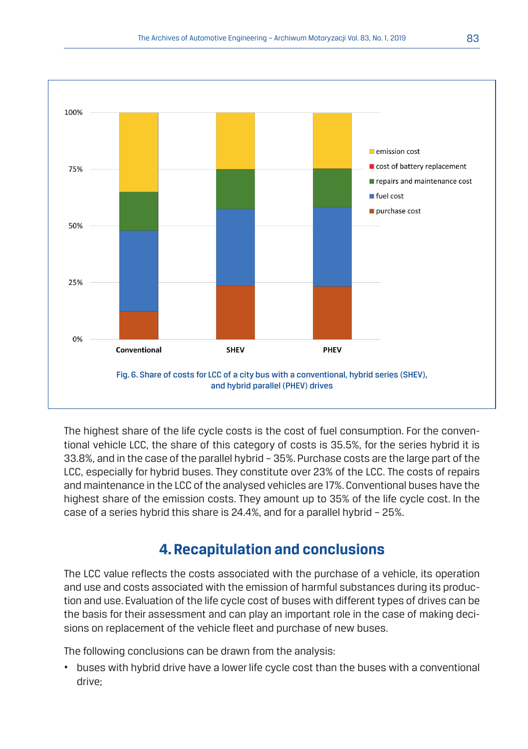Fig. 6. Share of costs for LCC of a city bus with a conventional, hybrid series (SHEV), and hybrid parallel (PHEV) drives

The highest share of the life cycle costs is the cost of fuel consumption. For the conventional vehicle LCC, the share of this category of costs is 35.5%, for the series hybrid it is 33.8%, and in the case of the parallel hybrid – 35%. Purchase costs are the large part of the LCC, especially for hybrid buses. They constitute over 23% of the LCC. The costs of repairs and maintenance in the LCC of the analysed vehicles are 17%. Conventional buses have the highest share of the emission costs. They amount up to 35% of the life cycle cost. In the case of a series hybrid this share is 24.4%, and for a parallel hybrid – 25%.

## 4. Recapitulation and conclusions

The LCC value reflects the costs associated with the purchase of a vehicle, its operation and use and costs associated with the emission of harmful substances during its production and use. Evaluation of the life cycle cost of buses with different types of drives can be the basis for their assessment and can play an important role in the case of making decisions on replacement of the vehicle fleet and purchase of new buses.

The following conclusions can be drawn from the analysis:

- buses with hybrid drive have a lower life cycle cost than the buses with a conventional drive;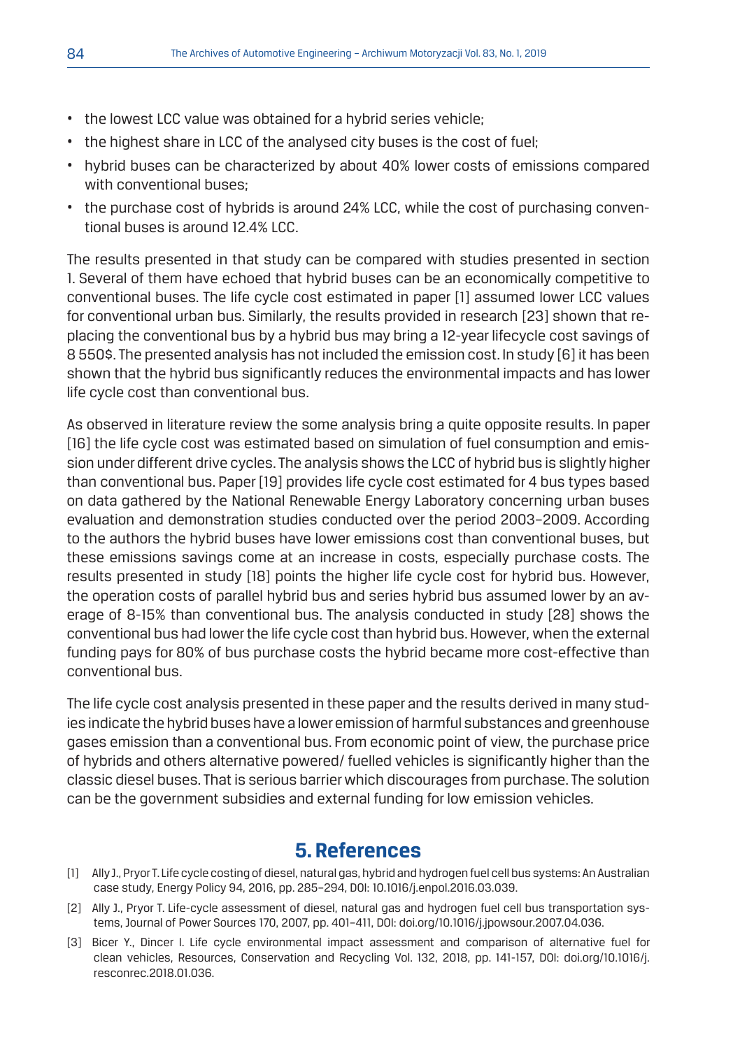- the lowest LCC value was obtained for a hybrid series vehicle;
- the highest share in LCC of the analysed city buses is the cost of fuel;
- hybrid buses can be characterized by about 40% lower costs of emissions compared with conventional buses;
- the purchase cost of hybrids is around 24% LCC, while the cost of purchasing conventional buses is around 12.4% LCC.

The results presented in that study can be compared with studies presented in section 1. Several of them have echoed that hybrid buses can be an economically competitive to conventional buses. The life cycle cost estimated in paper [1] assumed lower LCC values for conventional urban bus. Similarly, the results provided in research [23] shown that replacing the conventional bus by a hybrid bus may bring a 12-year lifecycle cost savings of 8 550$. The presented analysis has not included the emission cost. In study [6] it has been shown that the hybrid bus significantly reduces the environmental impacts and has lower life cycle cost than conventional bus.

As observed in literature review the some analysis bring a quite opposite results. In paper [16] the life cycle cost was estimated based on simulation of fuel consumption and emission under different drive cycles. The analysis shows the LCC of hybrid bus is slightly higher than conventional bus. Paper [19] provides life cycle cost estimated for 4 bus types based on data gathered by the National Renewable Energy Laboratory concerning urban buses evaluation and demonstration studies conducted over the period 2003–2009. According to the authors the hybrid buses have lower emissions cost than conventional buses, but these emissions savings come at an increase in costs, especially purchase costs. The results presented in study [18] points the higher life cycle cost for hybrid bus. However, the operation costs of parallel hybrid bus and series hybrid bus assumed lower by an average of 8-15% than conventional bus. The analysis conducted in study [28] shows the conventional bus had lower the life cycle cost than hybrid bus. However, when the external funding pays for 80% of bus purchase costs the hybrid became more cost-effective than conventional bus.

The life cycle cost analysis presented in these paper and the results derived in many studies indicate the hybrid buses have a lower emission of harmful substances and greenhouse gases emission than a conventional bus. From economic point of view, the purchase price of hybrids and others alternative powered/ fuelled vehicles is significantly higher than the classic diesel buses. That is serious barrier which discourages from purchase. The solution can be the government subsidies and external funding for low emission vehicles.

## 5. References

[1] Ally J., Pryor T. Life cycle costing of diesel, natural gas, hybrid and hydrogen fuel cell bus systems: An Australian case study, Energy Policy 94, 2016, pp. 285–294, DOI: 10.1016/j.enpol.2016.03.039.

[2] Ally J., Pryor T. Life-cycle assessment of diesel, natural gas and hydrogen fuel cell bus transportation systems, Journal of Power Sources 170, 2007, pp. 401–411, DOI: doi.org/10.1016/j.jpowsour.2007.04.036.

[3] Bicer Y., Dincer I. Life cycle environmental impact assessment and comparison of alternative fuel for clean vehicles, Resources, Conservation and Recycling Vol. 132, 2018, pp. 141-157, DOI: doi.org/10.1016/j.resconrec.2018.01.036.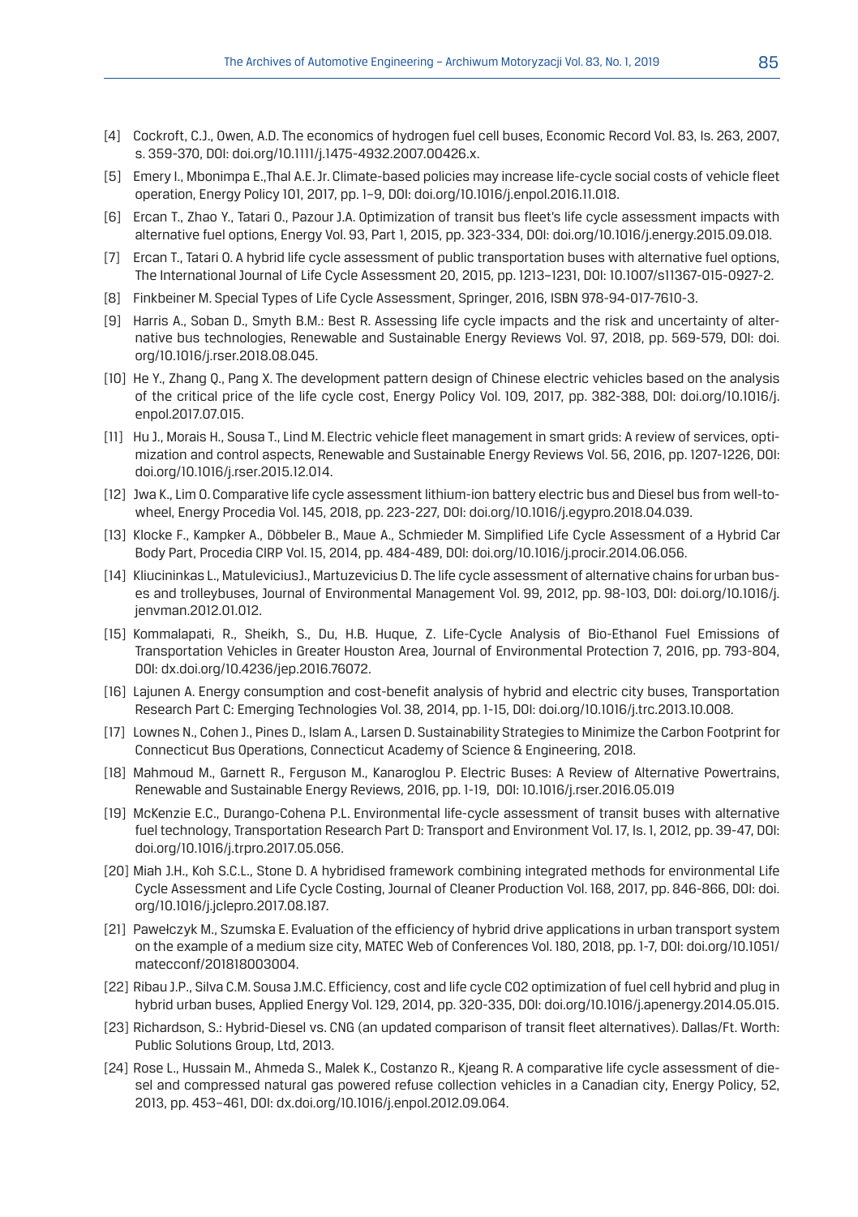[4] Cockroft, C.J., Owen, A.D. The economics of hydrogen fuel cell buses, Economic Record Vol. 83, Is. 263, 2007, s. 359-370, DOI: doi.org/10.1111/j.1475-4932.2007.00426.x.

[5] Emery I., Mbonimpa E.,Thal A.E. Jr. Climate-based policies may increase life-cycle social costs of vehicle fleet operation, Energy Policy 101, 2017, pp. 1–9, DOI: doi.org/10.1016/j.enpol.2016.11.018.

[6] Ercan T., Zhao Y., Tatari O., Pazour J.A. Optimization of transit bus fleet's life cycle assessment impacts with alternative fuel options, Energy Vol. 93, Part 1, 2015, pp. 323-334, DOI: doi.org/10.1016/j.energy.2015.09.018.

[7] Ercan T., Tatari O. A hybrid life cycle assessment of public transportation buses with alternative fuel options, The International Journal of Life Cycle Assessment 20, 2015, pp. 1213–1231, DOI: 10.1007/s11367-015-0927-2.

[8] Finkbeiner M. Special Types of Life Cycle Assessment, Springer, 2016, ISBN 978-94-017-7610-3.

[9] Harris A., Soban D., Smyth B.M.: Best R. Assessing life cycle impacts and the risk and uncertainty of alternative bus technologies, Renewable and Sustainable Energy Reviews Vol. 97, 2018, pp. 569-579, DOI: doi.org/10.1016/j.rser.2018.08.045.

[10] He Y., Zhang Q., Pang X. The development pattern design of Chinese electric vehicles based on the analysis of the critical price of the life cycle cost, Energy Policy Vol. 109, 2017, pp. 382-388, DOI: doi.org/10.1016/j.enpol.2017.07.015.

[11] Hu J., Morais H., Sousa T., Lind M. Electric vehicle fleet management in smart grids: A review of services, optimization and control aspects, Renewable and Sustainable Energy Reviews Vol. 56, 2016, pp. 1207-1226, DOI: doi.org/10.1016/j.rser.2015.12.014.

[12] Jwa K., Lim O. Comparative life cycle assessment lithium-ion battery electric bus and Diesel bus from well-to-wheel, Energy Procedia Vol. 145, 2018, pp. 223-227, DOI: doi.org/10.1016/j.egypro.2018.04.039.

[13] Klocke F., Kampker A., Döbbeler B., Maue A., Schmieder M. Simplified Life Cycle Assessment of a Hybrid Car Body Part, Procedia CIRP Vol. 15, 2014, pp. 484-489, DOI: doi.org/10.1016/j.procir.2014.06.056.

[14] Kliucininkas L., MatuleviciusJ., Martuzevicius D. The life cycle assessment of alternative chains for urban buses and trolleybuses, Journal of Environmental Management Vol. 99, 2012, pp. 98-103, DOI: doi.org/10.1016/j.jenvman.2012.01.012.

[15] Kommalapati, R., Sheikh, S., Du, H.B. Huque, Z. Life-Cycle Analysis of Bio-Ethanol Fuel Emissions of Transportation Vehicles in Greater Houston Area, Journal of Environmental Protection 7, 2016, pp. 793-804, DOI: dx.doi.org/10.4236/jep.2016.76072.

[16] Lajunen A. Energy consumption and cost-benefit analysis of hybrid and electric city buses, Transportation Research Part C: Emerging Technologies Vol. 38, 2014, pp. 1-15, DOI: doi.org/10.1016/j.trc.2013.10.008.

[17] Lownes N., Cohen J., Pines D., Islam A., Larsen D. Sustainability Strategies to Minimize the Carbon Footprint for Connecticut Bus Operations, Connecticut Academy of Science & Engineering, 2018.

[18] Mahmoud M., Garnett R., Ferguson M., Kanaroglou P. Electric Buses: A Review of Alternative Powertrains, Renewable and Sustainable Energy Reviews, 2016, pp. 1-19, DOI: 10.1016/j.rser.2016.05.019

[19] McKenzie E.C., Durango-Cohena P.L. Environmental life-cycle assessment of transit buses with alternative fuel technology, Transportation Research Part D: Transport and Environment Vol. 17, Is. 1, 2012, pp. 39-47, DOI: doi.org/10.1016/j.trpro.2017.05.056.

[20] Miah J.H., Koh S.C.L., Stone D. A hybridised framework combining integrated methods for environmental Life Cycle Assessment and Life Cycle Costing, Journal of Cleaner Production Vol. 168, 2017, pp. 846-866, DOI: doi.org/10.1016/j.jclepro.2017.08.187.

[21] Pawełczyk M., Szumska E. Evaluation of the efficiency of hybrid drive applications in urban transport system on the example of a medium size city, MATEC Web of Conferences Vol. 180, 2018, pp. 1-7, DOI: doi.org/10.1051/matecconf/201818003004.

[22] Ribau J.P., Silva C.M. Sousa J.M.C. Efficiency, cost and life cycle CO2 optimization of fuel cell hybrid and plug in hybrid urban buses, Applied Energy Vol. 129, 2014, pp. 320-335, DOI: doi.org/10.1016/j.apenergy.2014.05.015.

[23] Richardson, S.: Hybrid-Diesel vs. CNG (an updated comparison of transit fleet alternatives). Dallas/Ft. Worth: Public Solutions Group, Ltd, 2013.

[24] Rose L., Hussain M., Ahmeda S., Malek K., Costanzo R., Kjeang R. A comparative life cycle assessment of diesel and compressed natural gas powered refuse collection vehicles in a Canadian city, Energy Policy, 52, 2013, pp. 453–461, DOI: dx.doi.org/10.1016/j.enpol.2012.09.064.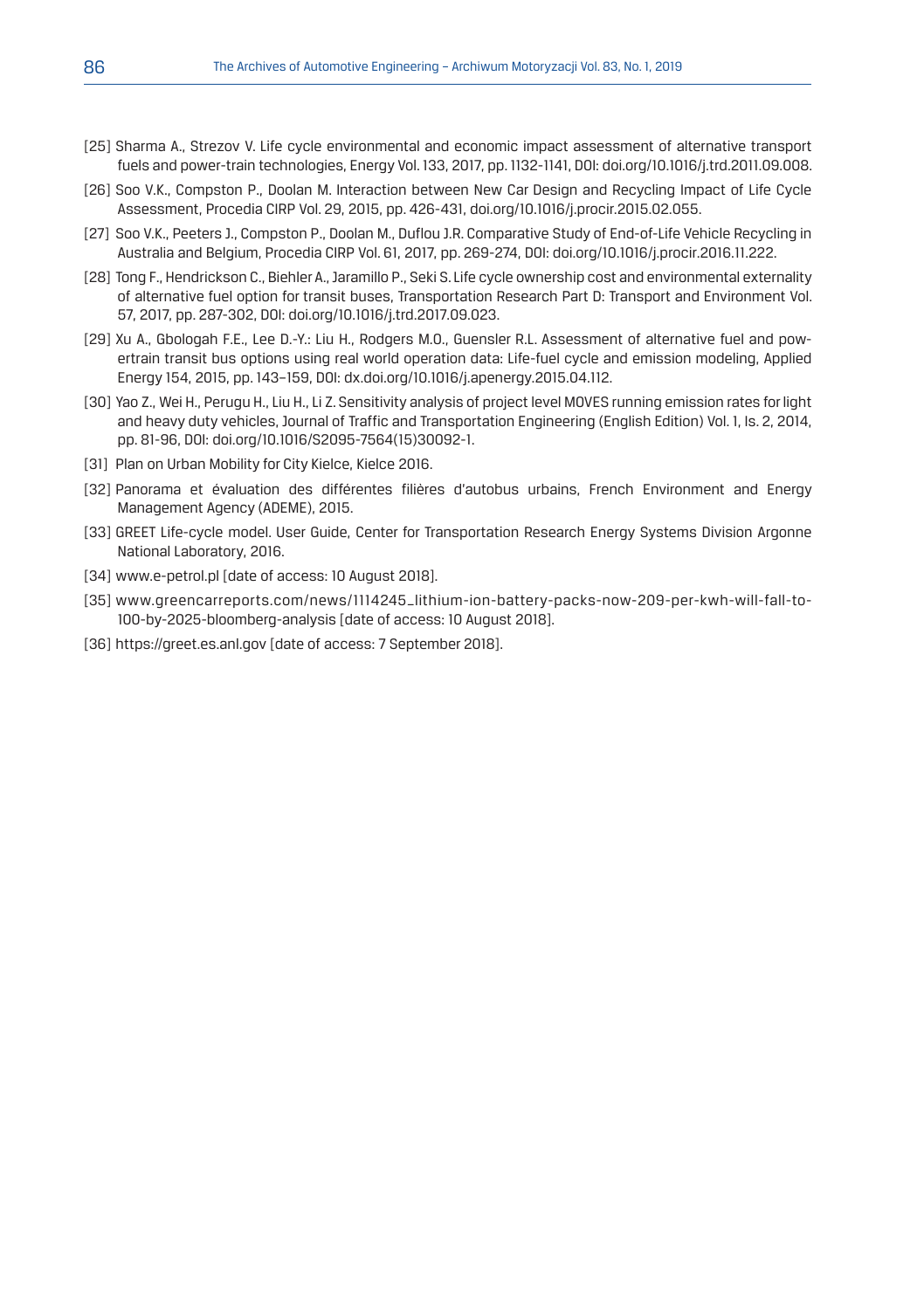[25] Sharma A., Strezov V. Life cycle environmental and economic impact assessment of alternative transport fuels and power-train technologies, Energy Vol. 133, 2017, pp. 1132-1141, DOI: doi.org/10.1016/j.trd.2011.09.008.

[26] Soo V.K., Compston P., Doolan M. Interaction between New Car Design and Recycling Impact of Life Cycle Assessment, Procedia CIRP Vol. 29, 2015, pp. 426-431, doi.org/10.1016/j.procir.2015.02.055.

[27] Soo V.K., Peeters J., Compston P., Doolan M., Duflou J.R. Comparative Study of End-of-Life Vehicle Recycling in Australia and Belgium, Procedia CIRP Vol. 61, 2017, pp. 269-274, DOI: doi.org/10.1016/j.procir.2016.11.222.

[28] Tong F., Hendrickson C., Biehler A., Jaramillo P., Seki S. Life cycle ownership cost and environmental externality of alternative fuel option for transit buses, Transportation Research Part D: Transport and Environment Vol. 57, 2017, pp. 287-302, DOI: doi.org/10.1016/j.trd.2017.09.023.

[29] Xu A., Gbologah F.E., Lee D.-Y.: Liu H., Rodgers M.O., Guensler R.L. Assessment of alternative fuel and powertrain transit bus options using real world operation data: Life-fuel cycle and emission modeling, Applied Energy 154, 2015, pp. 143–159, DOI: dx.doi.org/10.1016/j.apenergy.2015.04.112.

[30] Yao Z., Wei H., Perugu H., Liu H., Li Z. Sensitivity analysis of project level MOVES running emission rates for light and heavy duty vehicles, Journal of Traffic and Transportation Engineering (English Edition) Vol. 1, Is. 2, 2014, pp. 81-96, DOI: doi.org/10.1016/S2095-7564(15)30092-1.

[31] Plan on Urban Mobility for City Kielce, Kielce 2016.

[32] Panorama et évaluation des différentes filières d'autobus urbains, French Environment and Energy Management Agency (ADEME), 2015.

[33] GREET Life-cycle model. User Guide, Center for Transportation Research Energy Systems Division Argonne National Laboratory, 2016.

[34] www.e-petrol.pl [date of access: 10 August 2018].

[35] www.greencarreports.com/news/1114245_lithium-ion-battery-packs-now-209-per-kwh-will-fall-to-100-by-2025-bloomberg-analysis [date of access: 10 August 2018].

[36] https://greet.es.anl.gov [date of access: 7 September 2018].